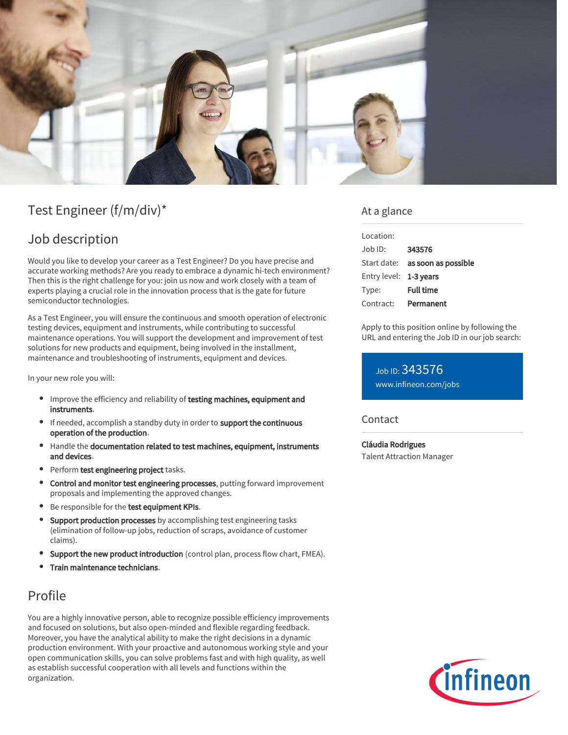# Test Engineer (f/m/div)*

## Job description

Would you like to develop your career as a Test Engineer? Do you have precise and accurate working methods? Are you ready to embrace a dynamic hi-tech environment? Then this is the right challenge for you: join us now and work closely with a team of experts playing a crucial role in the innovation process that is the gate for future semiconductor technologies.

As a Test Engineer, you will ensure the continuous and smooth operation of electronic testing devices, equipment and instruments, while contributing to successful maintenance operations. You will support the development and improvement of test solutions for new products and equipment, being involved in the installment, maintenance and troubleshooting of instruments, equipment and devices.

In your new role you will:

- Improve the efficiency and reliability of **testing machines, equipment and instruments**.
- If needed, accomplish a standby duty in order to **support the continuous operation of the production**.
- Handle the **documentation related to test machines, equipment, instruments and devices**.
- Perform **test engineering project** tasks.
- **Control and monitor test engineering processes**, putting forward improvement proposals and implementing the approved changes.
- Be responsible for the **test equipment KPIs**.
- **Support production processes** by accomplishing test engineering tasks (elimination of follow-up jobs, reduction of scraps, avoidance of customer claims).
- **Support the new product introduction** (control plan, process flow chart, FMEA).
- **Train maintenance technicians**.

## Profile

You are a highly innovative person, able to recognize possible efficiency improvements and focused on solutions, but also open-minded and flexible regarding feedback. Moreover, you have the analytical ability to make the right decisions in a dynamic production environment. With your proactive and autonomous working style and your open communication skills, you can solve problems fast and with high quality, as well as establish successful cooperation with all levels and functions within the organization.

## At a glance

| | |
|---|---|
| Location: | |
| Job ID: | **343576** |
| Start date: | **as soon as possible** |
| Entry level: | **1-3 years** |
| Type: | **Full time** |
| Contract: | **Permanent** |

Apply to this position online by following the URL and entering the Job ID in our job search:

Job ID: 343576
www.infineon.com/jobs

## Contact

**Cláudia Rodrigues**
Talent Attraction Manager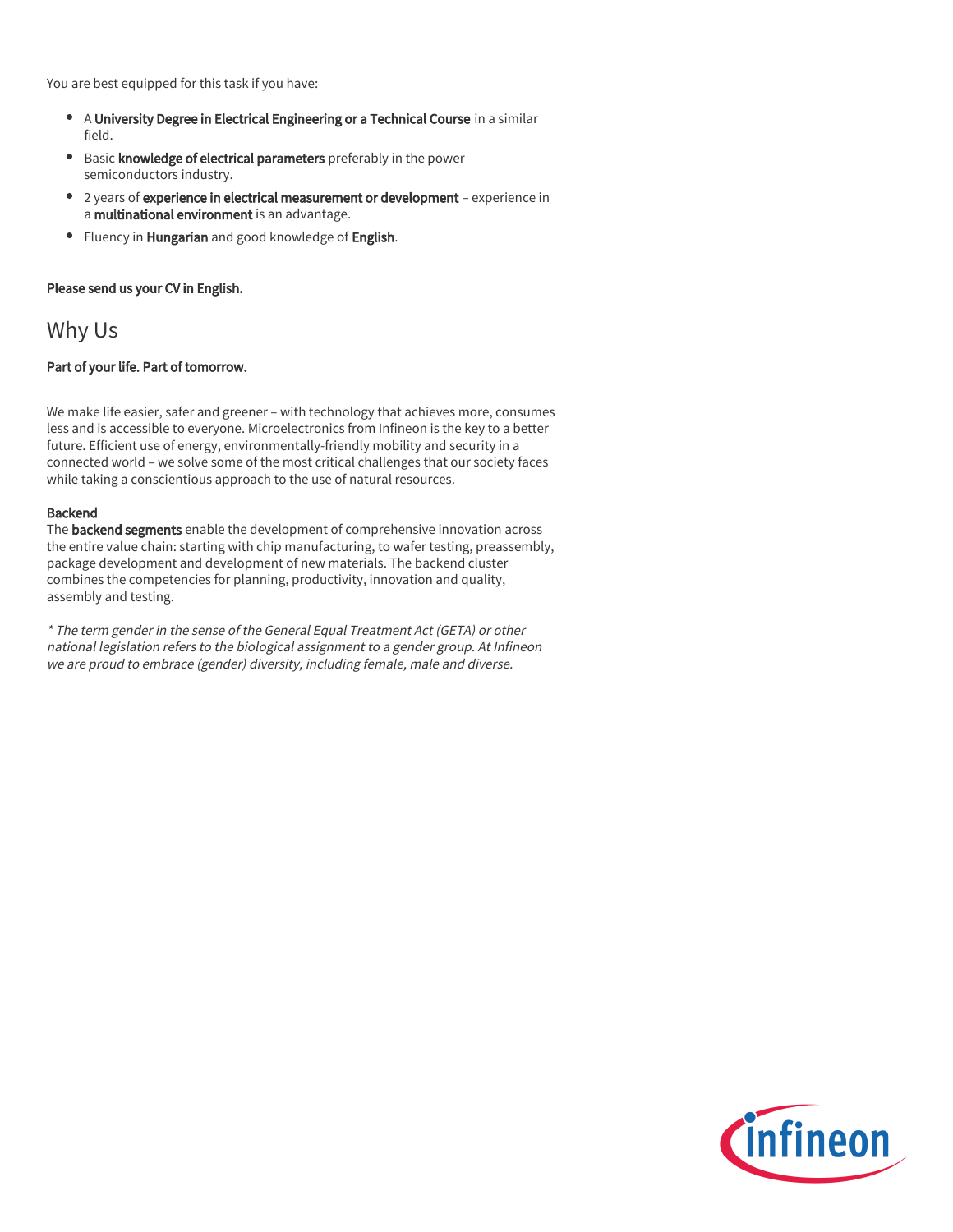You are best equipped for this task if you have:

- A **University Degree in Electrical Engineering or a Technical Course** in a similar field.
- Basic **knowledge of electrical parameters** preferably in the power semiconductors industry.
- 2 years of **experience in electrical measurement or development** – experience in a **multinational environment** is an advantage.
- Fluency in **Hungarian** and good knowledge of **English**.

**Please send us your CV in English.**

## Why Us

**Part of your life. Part of tomorrow.**

We make life easier, safer and greener – with technology that achieves more, consumes less and is accessible to everyone. Microelectronics from Infineon is the key to a better future. Efficient use of energy, environmentally-friendly mobility and security in a connected world – we solve some of the most critical challenges that our society faces while taking a conscientious approach to the use of natural resources.

**Backend**
The **backend segments** enable the development of comprehensive innovation across the entire value chain: starting with chip manufacturing, to wafer testing, preassembly, package development and development of new materials. The backend cluster combines the competencies for planning, productivity, innovation and quality, assembly and testing.

*\* The term gender in the sense of the General Equal Treatment Act (GETA) or other national legislation refers to the biological assignment to a gender group. At Infineon we are proud to embrace (gender) diversity, including female, male and diverse.*